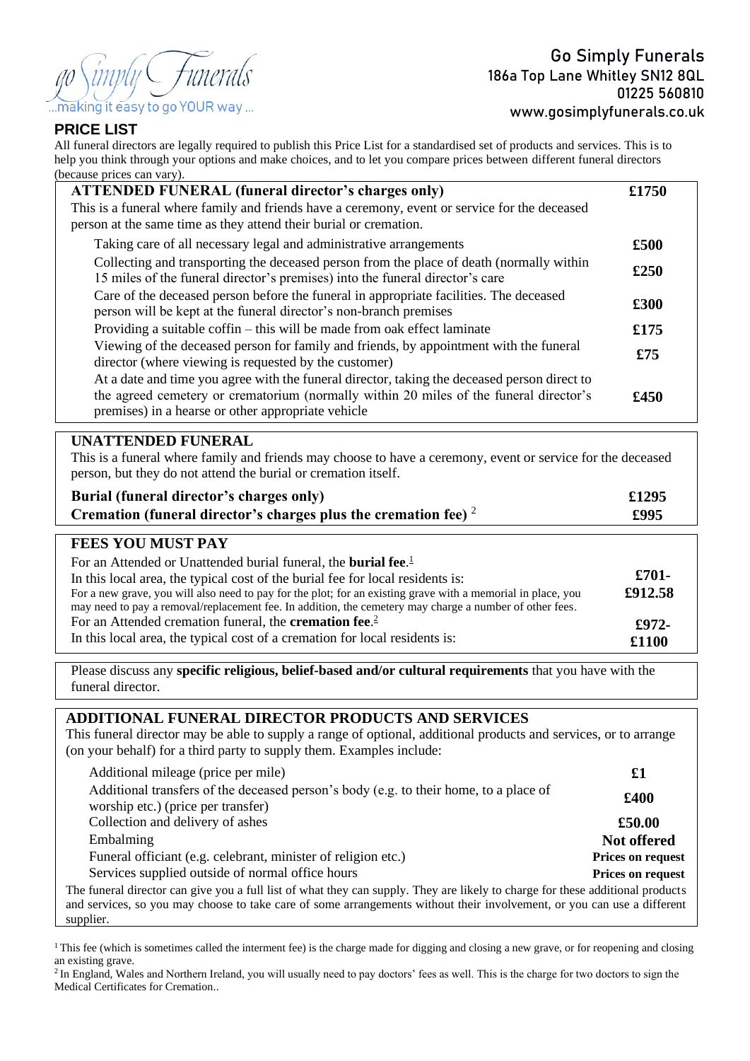go Simply Funerals
...making it easy to go YOUR way ...

**Go Simply Funerals**
**186a Top Lane Whitley SN12 8QL**
**01225 560810**
**www.gosimplyfunerals.co.uk**

## PRICE LIST

All funeral directors are legally required to publish this Price List for a standardised set of products and services. This is to help you think through your options and make choices, and to let you compare prices between different funeral directors (because prices can vary).

| **ATTENDED FUNERAL (funeral director's charges only)** | **£1750** |
|---|---|
| This is a funeral where family and friends have a ceremony, event or service for the deceased person at the same time as they attend their burial or cremation. | |
| Taking care of all necessary legal and administrative arrangements | **£500** |
| Collecting and transporting the deceased person from the place of death (normally within 15 miles of the funeral director's premises) into the funeral director's care | **£250** |
| Care of the deceased person before the funeral in appropriate facilities. The deceased person will be kept at the funeral director's non-branch premises | **£300** |
| Providing a suitable coffin – this will be made from oak effect laminate | **£175** |
| Viewing of the deceased person for family and friends, by appointment with the funeral director (where viewing is requested by the customer) | **£75** |
| At a date and time you agree with the funeral director, taking the deceased person direct to the agreed cemetery or crematorium (normally within 20 miles of the funeral director's premises) in a hearse or other appropriate vehicle | **£450** |

### UNATTENDED FUNERAL

This is a funeral where family and friends may choose to have a ceremony, event or service for the deceased person, but they do not attend the burial or cremation itself.

| | |
|---|---|
| **Burial (funeral director's charges only)** | **£1295** |
| **Cremation (funeral director's charges plus the cremation fee)** [2] | **£995** |

### FEES YOU MUST PAY

| | |
|---|---|
| For an Attended or Unattended burial funeral, the **burial fee**.[1] In this local area, the typical cost of the burial fee for local residents is: For a new grave, you will also need to pay for the plot; for an existing grave with a memorial in place, you may need to pay a removal/replacement fee. In addition, the cemetery may charge a number of other fees. | **£701-£912.58** |
| For an Attended cremation funeral, the **cremation fee**.[2] In this local area, the typical cost of a cremation for local residents is: | **£972-£1100** |

Please discuss any **specific religious, belief-based and/or cultural requirements** that you have with the funeral director.

### ADDITIONAL FUNERAL DIRECTOR PRODUCTS AND SERVICES

This funeral director may be able to supply a range of optional, additional products and services, or to arrange (on your behalf) for a third party to supply them. Examples include:

| | |
|---|---|
| Additional mileage (price per mile) | **£1** |
| Additional transfers of the deceased person's body (e.g. to their home, to a place of worship etc.) (price per transfer) | **£400** |
| Collection and delivery of ashes | **£50.00** |
| Embalming | **Not offered** |
| Funeral officiant (e.g. celebrant, minister of religion etc.) | **Prices on request** |
| Services supplied outside of normal office hours | **Prices on request** |

The funeral director can give you a full list of what they can supply. They are likely to charge for these additional products and services, so you may choose to take care of some arrangements without their involvement, or you can use a different supplier.

[1] This fee (which is sometimes called the interment fee) is the charge made for digging and closing a new grave, or for reopening and closing an existing grave.

[2] In England, Wales and Northern Ireland, you will usually need to pay doctors' fees as well. This is the charge for two doctors to sign the Medical Certificates for Cremation..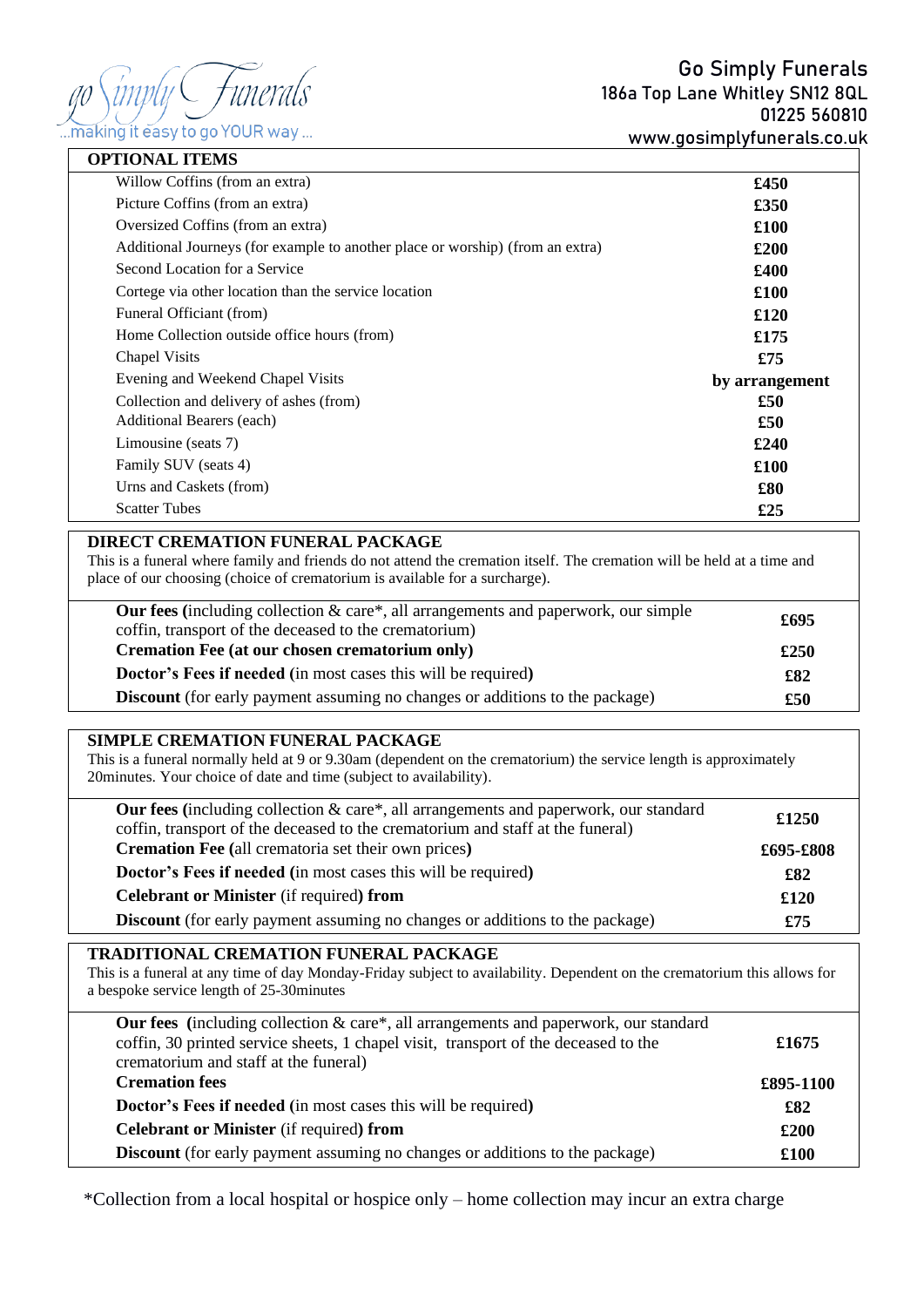go Simply Funerals
...making it easy to go YOUR way ...

**Go Simply Funerals**
**186a Top Lane Whitley SN12 8QL**
**01225 560810**
**www.gosimplyfunerals.co.uk**

| **OPTIONAL ITEMS** | |
|---|---|
| Willow Coffins (from an extra) | **£450** |
| Picture Coffins (from an extra) | **£350** |
| Oversized Coffins (from an extra) | **£100** |
| Additional Journeys (for example to another place or worship) (from an extra) | **£200** |
| Second Location for a Service | **£400** |
| Cortege via other location than the service location | **£100** |
| Funeral Officiant (from) | **£120** |
| Home Collection outside office hours (from) | **£175** |
| Chapel Visits | **£75** |
| Evening and Weekend Chapel Visits | **by arrangement** |
| Collection and delivery of ashes (from) | **£50** |
| Additional Bearers (each) | **£50** |
| Limousine (seats 7) | **£240** |
| Family SUV (seats 4) | **£100** |
| Urns and Caskets (from) | **£80** |
| Scatter Tubes | **£25** |

**DIRECT CREMATION FUNERAL PACKAGE**

This is a funeral where family and friends do not attend the cremation itself. The cremation will be held at a time and place of our choosing (choice of crematorium is available for a surcharge).

| | |
|---|---|
| **Our fees** (including collection & care*, all arrangements and paperwork, our simple coffin, transport of the deceased to the crematorium) | **£695** |
| **Cremation Fee (at our chosen crematorium only)** | **£250** |
| **Doctor's Fees if needed** (in most cases this will be required) | **£82** |
| **Discount** (for early payment assuming no changes or additions to the package) | **£50** |

**SIMPLE CREMATION FUNERAL PACKAGE**

This is a funeral normally held at 9 or 9.30am (dependent on the crematorium) the service length is approximately 20minutes. Your choice of date and time (subject to availability).

| | |
|---|---|
| **Our fees** (including collection & care*, all arrangements and paperwork, our standard coffin, transport of the deceased to the crematorium and staff at the funeral) | **£1250** |
| **Cremation Fee** (all crematoria set their own prices) | **£695-£808** |
| **Doctor's Fees if needed** (in most cases this will be required) | **£82** |
| **Celebrant or Minister** (if required) **from** | **£120** |
| **Discount** (for early payment assuming no changes or additions to the package) | **£75** |

**TRADITIONAL CREMATION FUNERAL PACKAGE**

This is a funeral at any time of day Monday-Friday subject to availability. Dependent on the crematorium this allows for a bespoke service length of 25-30minutes

| | |
|---|---|
| **Our fees** (including collection & care*, all arrangements and paperwork, our standard coffin, 30 printed service sheets, 1 chapel visit, transport of the deceased to the crematorium and staff at the funeral) | **£1675** |
| **Cremation fees** | **£895-1100** |
| **Doctor's Fees if needed** (in most cases this will be required) | **£82** |
| **Celebrant or Minister** (if required) **from** | **£200** |
| **Discount** (for early payment assuming no changes or additions to the package) | **£100** |

*Collection from a local hospital or hospice only – home collection may incur an extra charge